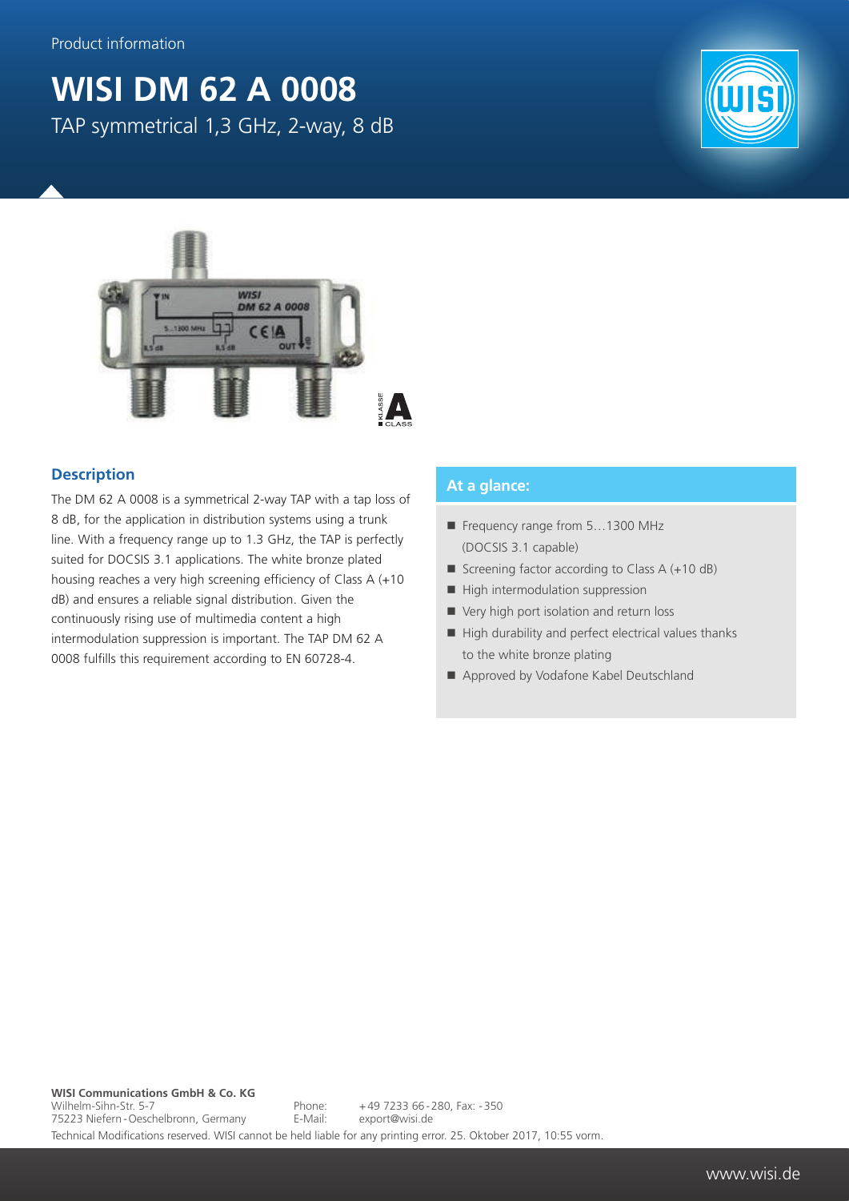Product information

# WISI DM 62 A 0008

TAP symmetrical 1,3 GHz, 2-way, 8 dB

## Description

The DM 62 A 0008 is a symmetrical 2-way TAP with a tap loss of 8 dB, for the application in distribution systems using a trunk line. With a frequency range up to 1.3 GHz, the TAP is perfectly suited for DOCSIS 3.1 applications. The white bronze plated housing reaches a very high screening efficiency of Class A (+10 dB) and ensures a reliable signal distribution. Given the continuously rising use of multimedia content a high intermodulation suppression is important. The TAP DM 62 A 0008 fulfills this requirement according to EN 60728-4.

## At a glance:

- Frequency range from 5…1300 MHz (DOCSIS 3.1 capable)
- Screening factor according to Class A (+10 dB)
- High intermodulation suppression
- Very high port isolation and return loss
- High durability and perfect electrical values thanks to the white bronze plating
- Approved by Vodafone Kabel Deutschland

**WISI Communications GmbH & Co. KG**
Wilhelm-Sihn-Str. 5-7
75223 Niefern-Oeschelbronn, Germany

Phone: +49 7233 66-280, Fax: -350
E-Mail: export@wisi.de

Technical Modifications reserved. WISI cannot be held liable for any printing error. 25. Oktober 2017, 10:55 vorm.

www.wisi.de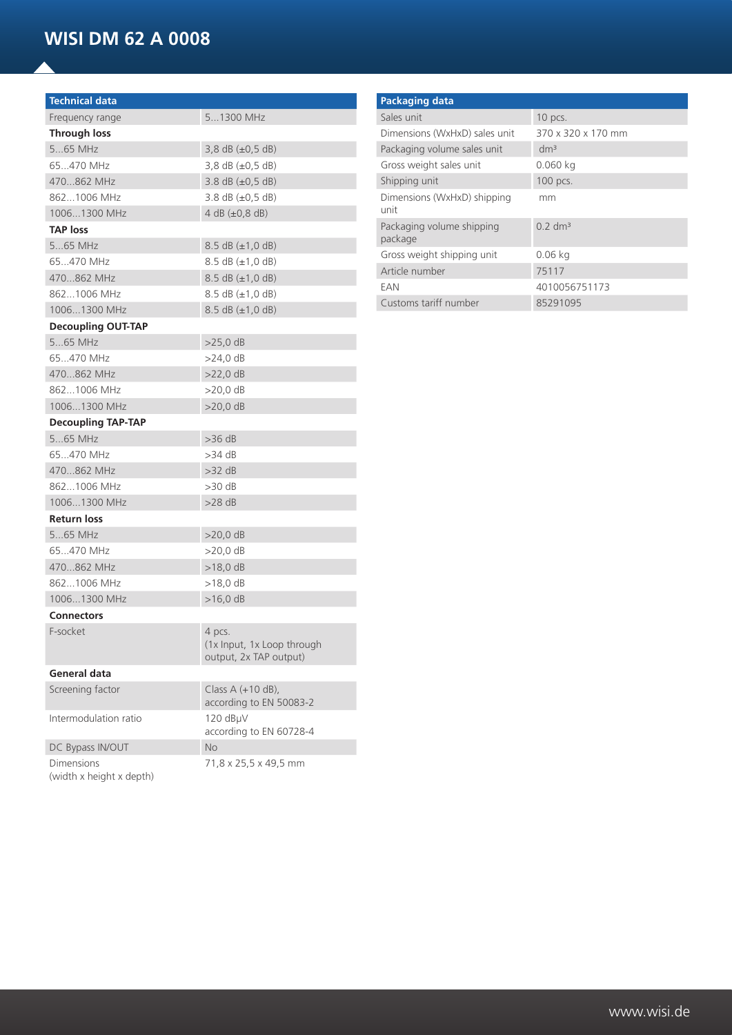# WISI DM 62 A 0008

| Technical data | |
|---|---|
| Frequency range | 5...1300 MHz |
| **Through loss** | |
| 5...65 MHz | 3,8 dB (±0,5 dB) |
| 65...470 MHz | 3,8 dB (±0,5 dB) |
| 470...862 MHz | 3.8 dB (±0,5 dB) |
| 862...1006 MHz | 3.8 dB (±0,5 dB) |
| 1006...1300 MHz | 4 dB (±0,8 dB) |
| **TAP loss** | |
| 5...65 MHz | 8.5 dB (±1,0 dB) |
| 65...470 MHz | 8.5 dB (±1,0 dB) |
| 470...862 MHz | 8.5 dB (±1,0 dB) |
| 862...1006 MHz | 8.5 dB (±1,0 dB) |
| 1006...1300 MHz | 8.5 dB (±1,0 dB) |
| **Decoupling OUT-TAP** | |
| 5...65 MHz | >25,0 dB |
| 65...470 MHz | >24,0 dB |
| 470...862 MHz | >22,0 dB |
| 862...1006 MHz | >20,0 dB |
| 1006...1300 MHz | >20,0 dB |
| **Decoupling TAP-TAP** | |
| 5...65 MHz | >36 dB |
| 65...470 MHz | >34 dB |
| 470...862 MHz | >32 dB |
| 862...1006 MHz | >30 dB |
| 1006...1300 MHz | >28 dB |
| **Return loss** | |
| 5...65 MHz | >20,0 dB |
| 65...470 MHz | >20,0 dB |
| 470...862 MHz | >18,0 dB |
| 862...1006 MHz | >18,0 dB |
| 1006...1300 MHz | >16,0 dB |
| **Connectors** | |
| F-socket | 4 pcs. (1x Input, 1x Loop through output, 2x TAP output) |
| **General data** | |
| Screening factor | Class A (+10 dB), according to EN 50083-2 |
| Intermodulation ratio | 120 dBµV according to EN 60728-4 |
| DC Bypass IN/OUT | No |
| Dimensions (width x height x depth) | 71,8 x 25,5 x 49,5 mm |

| Packaging data | |
|---|---|
| Sales unit | 10 pcs. |
| Dimensions (WxHxD) sales unit | 370 x 320 x 170 mm |
| Packaging volume sales unit | dm³ |
| Gross weight sales unit | 0.060 kg |
| Shipping unit | 100 pcs. |
| Dimensions (WxHxD) shipping unit | mm |
| Packaging volume shipping package | 0.2 dm³ |
| Gross weight shipping unit | 0.06 kg |
| Article number | 75117 |
| EAN | 4010056751173 |
| Customs tariff number | 85291095 |

www.wisi.de